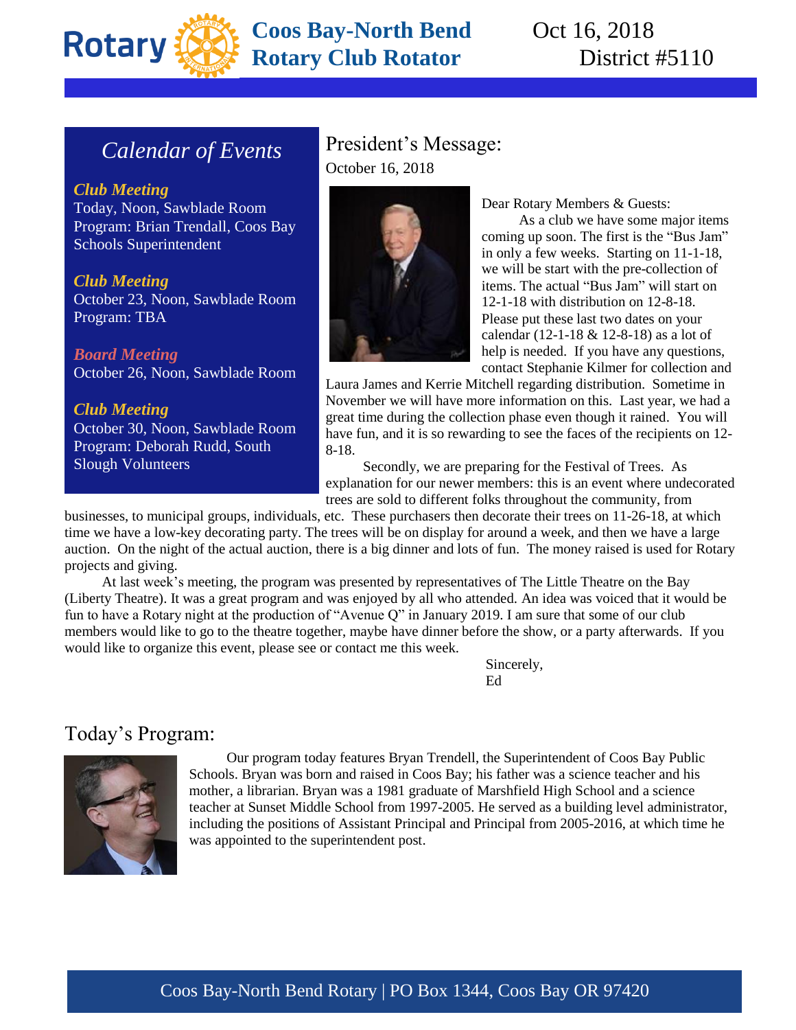# Coos Bay-North Bend Rotary Club Rotator

Oct 16, 2018
District #5110

## Calendar of Events

***Club Meeting***
Today, Noon, Sawblade Room
Program: Brian Trendall, Coos Bay Schools Superintendent

***Club Meeting***
October 23, Noon, Sawblade Room
Program: TBA

***Board Meeting***
October 26, Noon, Sawblade Room

***Club Meeting***
October 30, Noon, Sawblade Room
Program: Deborah Rudd, South Slough Volunteers

## President's Message:

October 16, 2018

Dear Rotary Members & Guests:

As a club we have some major items coming up soon. The first is the "Bus Jam" in only a few weeks. Starting on 11-1-18, we will be start with the pre-collection of items. The actual "Bus Jam" will start on 12-1-18 with distribution on 12-8-18. Please put these last two dates on your calendar (12-1-18 & 12-8-18) as a lot of help is needed. If you have any questions, contact Stephanie Kilmer for collection and Laura James and Kerrie Mitchell regarding distribution. Sometime in November we will have more information on this. Last year, we had a great time during the collection phase even though it rained. You will have fun, and it is so rewarding to see the faces of the recipients on 12-8-18.

Secondly, we are preparing for the Festival of Trees. As explanation for our newer members: this is an event where undecorated trees are sold to different folks throughout the community, from businesses, to municipal groups, individuals, etc. These purchasers then decorate their trees on 11-26-18, at which time we have a low-key decorating party. The trees will be on display for around a week, and then we have a large auction. On the night of the actual auction, there is a big dinner and lots of fun. The money raised is used for Rotary projects and giving.

At last week's meeting, the program was presented by representatives of The Little Theatre on the Bay (Liberty Theatre). It was a great program and was enjoyed by all who attended. An idea was voiced that it would be fun to have a Rotary night at the production of "Avenue Q" in January 2019. I am sure that some of our club members would like to go to the theatre together, maybe have dinner before the show, or a party afterwards. If you would like to organize this event, please see or contact me this week.

Sincerely,
Ed

## Today's Program:

Our program today features Bryan Trendell, the Superintendent of Coos Bay Public Schools. Bryan was born and raised in Coos Bay; his father was a science teacher and his mother, a librarian. Bryan was a 1981 graduate of Marshfield High School and a science teacher at Sunset Middle School from 1997-2005. He served as a building level administrator, including the positions of Assistant Principal and Principal from 2005-2016, at which time he was appointed to the superintendent post.

Coos Bay-North Bend Rotary | PO Box 1344, Coos Bay OR 97420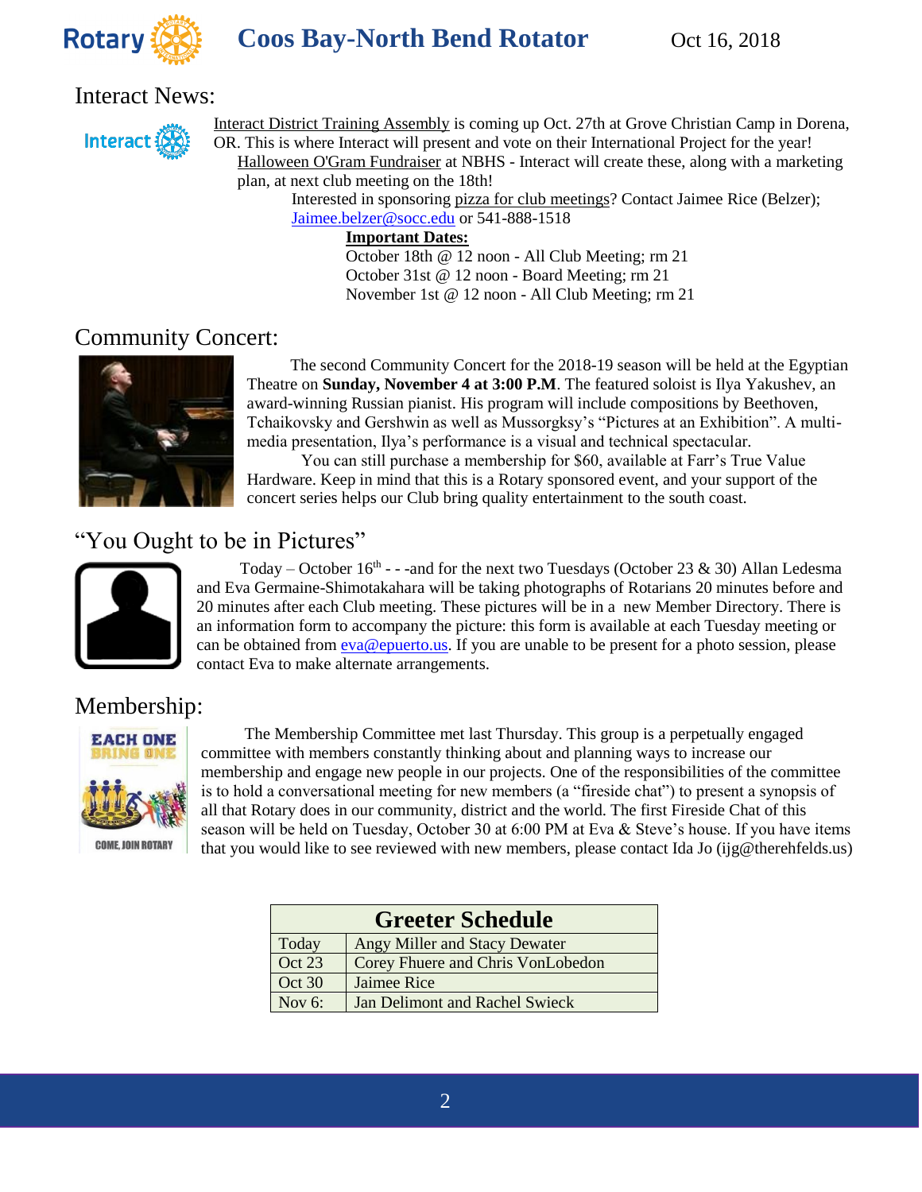Coos Bay-North Bend Rotator — Oct 16, 2018

## Interact News:

Interact District Training Assembly is coming up Oct. 27th at Grove Christian Camp in Dorena, OR. This is where Interact will present and vote on their International Project for the year!

Halloween O'Gram Fundraiser at NBHS - Interact will create these, along with a marketing plan, at next club meeting on the 18th!

Interested in sponsoring pizza for club meetings? Contact Jaimee Rice (Belzer); Jaimee.belzer@socc.edu or 541-888-1518

**Important Dates:**

October 18th @ 12 noon - All Club Meeting; rm 21
October 31st @ 12 noon - Board Meeting; rm 21
November 1st @ 12 noon - All Club Meeting; rm 21

## Community Concert:

The second Community Concert for the 2018-19 season will be held at the Egyptian Theatre on **Sunday, November 4 at 3:00 P.M**. The featured soloist is Ilya Yakushev, an award-winning Russian pianist. His program will include compositions by Beethoven, Tchaikovsky and Gershwin as well as Mussorgksy's "Pictures at an Exhibition". A multi-media presentation, Ilya's performance is a visual and technical spectacular.

You can still purchase a membership for $60, available at Farr's True Value Hardware. Keep in mind that this is a Rotary sponsored event, and your support of the concert series helps our Club bring quality entertainment to the south coast.

## "You Ought to be in Pictures"

Today – October 16th - - -and for the next two Tuesdays (October 23 & 30) Allan Ledesma and Eva Germaine-Shimotakahara will be taking photographs of Rotarians 20 minutes before and 20 minutes after each Club meeting. These pictures will be in a new Member Directory. There is an information form to accompany the picture: this form is available at each Tuesday meeting or can be obtained from eva@epuerto.us. If you are unable to be present for a photo session, please contact Eva to make alternate arrangements.

## Membership:

The Membership Committee met last Thursday. This group is a perpetually engaged committee with members constantly thinking about and planning ways to increase our membership and engage new people in our projects. One of the responsibilities of the committee is to hold a conversational meeting for new members (a "fireside chat") to present a synopsis of all that Rotary does in our community, district and the world. The first Fireside Chat of this season will be held on Tuesday, October 30 at 6:00 PM at Eva & Steve's house. If you have items that you would like to see reviewed with new members, please contact Ida Jo (ijg@therehfelds.us)

| Greeter Schedule | |
|---|---|
| Today | Angy Miller and Stacy Dewater |
| Oct 23 | Corey Fhuere and Chris VonLobedon |
| Oct 30 | Jaimee Rice |
| Nov 6: | Jan Delimont and Rachel Swieck |